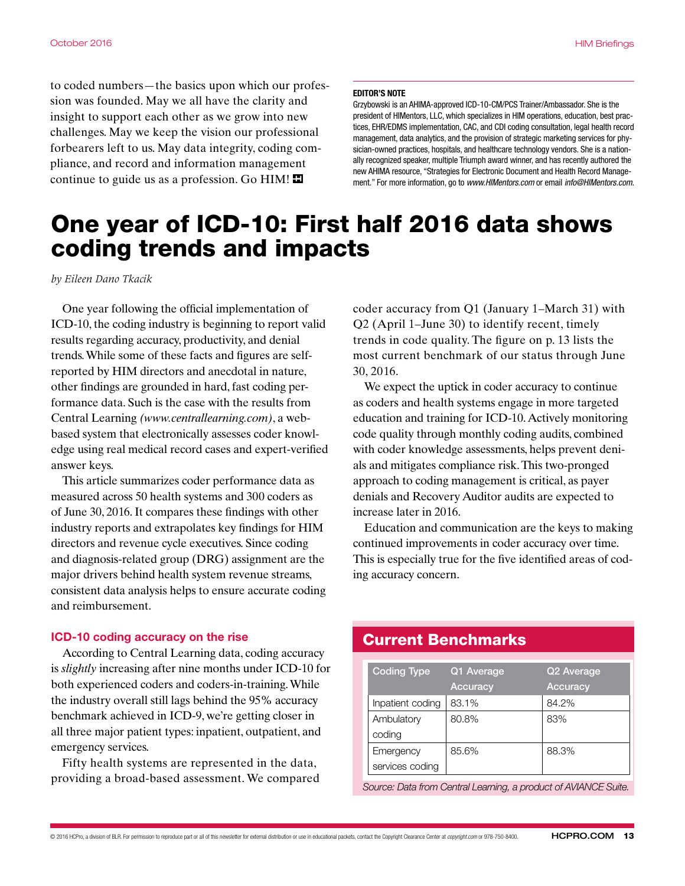to coded numbers—the basics upon which our profession was founded. May we all have the clarity and insight to support each other as we grow into new challenges. May we keep the vision our professional forbearers left to us. May data integrity, coding compliance, and record and information management continue to guide us as a profession. Go HIM!

**EDITOR'S NOTE**

Grzybowski is an AHIMA-approved ICD-10-CM/PCS Trainer/Ambassador. She is the president of HIMentors, LLC, which specializes in HIM operations, education, best practices, EHR/EDMS implementation, CAC, and CDI coding consultation, legal health record management, data analytics, and the provision of strategic marketing services for physician-owned practices, hospitals, and healthcare technology vendors. She is a nationally recognized speaker, multiple Triumph award winner, and has recently authored the new AHIMA resource, "Strategies for Electronic Document and Health Record Management." For more information, go to *www.HIMentors.com* or email *info@HIMentors.com.*

# One year of ICD-10: First half 2016 data shows coding trends and impacts

*by Eileen Dano Tkacik*

One year following the official implementation of ICD-10, the coding industry is beginning to report valid results regarding accuracy, productivity, and denial trends. While some of these facts and figures are self-reported by HIM directors and anecdotal in nature, other findings are grounded in hard, fast coding performance data. Such is the case with the results from Central Learning *(www.centrallearning.com)*, a web-based system that electronically assesses coder knowledge using real medical record cases and expert-verified answer keys.

This article summarizes coder performance data as measured across 50 health systems and 300 coders as of June 30, 2016. It compares these findings with other industry reports and extrapolates key findings for HIM directors and revenue cycle executives. Since coding and diagnosis-related group (DRG) assignment are the major drivers behind health system revenue streams, consistent data analysis helps to ensure accurate coding and reimbursement.

## ICD-10 coding accuracy on the rise

According to Central Learning data, coding accuracy is *slightly* increasing after nine months under ICD-10 for both experienced coders and coders-in-training. While the industry overall still lags behind the 95% accuracy benchmark achieved in ICD-9, we're getting closer in all three major patient types: inpatient, outpatient, and emergency services.

Fifty health systems are represented in the data, providing a broad-based assessment. We compared coder accuracy from Q1 (January 1–March 31) with Q2 (April 1–June 30) to identify recent, timely trends in code quality. The figure on p. 13 lists the most current benchmark of our status through June 30, 2016.

We expect the uptick in coder accuracy to continue as coders and health systems engage in more targeted education and training for ICD-10. Actively monitoring code quality through monthly coding audits, combined with coder knowledge assessments, helps prevent denials and mitigates compliance risk. This two-pronged approach to coding management is critical, as payer denials and Recovery Auditor audits are expected to increase later in 2016.

Education and communication are the keys to making continued improvements in coder accuracy over time. This is especially true for the five identified areas of coding accuracy concern.

## Current Benchmarks

| Coding Type | Q1 Average Accuracy | Q2 Average Accuracy |
|---|---|---|
| Inpatient coding | 83.1% | 84.2% |
| Ambulatory coding | 80.8% | 83% |
| Emergency services coding | 85.6% | 88.3% |

*Source: Data from Central Learning, a product of AVIANCE Suite.*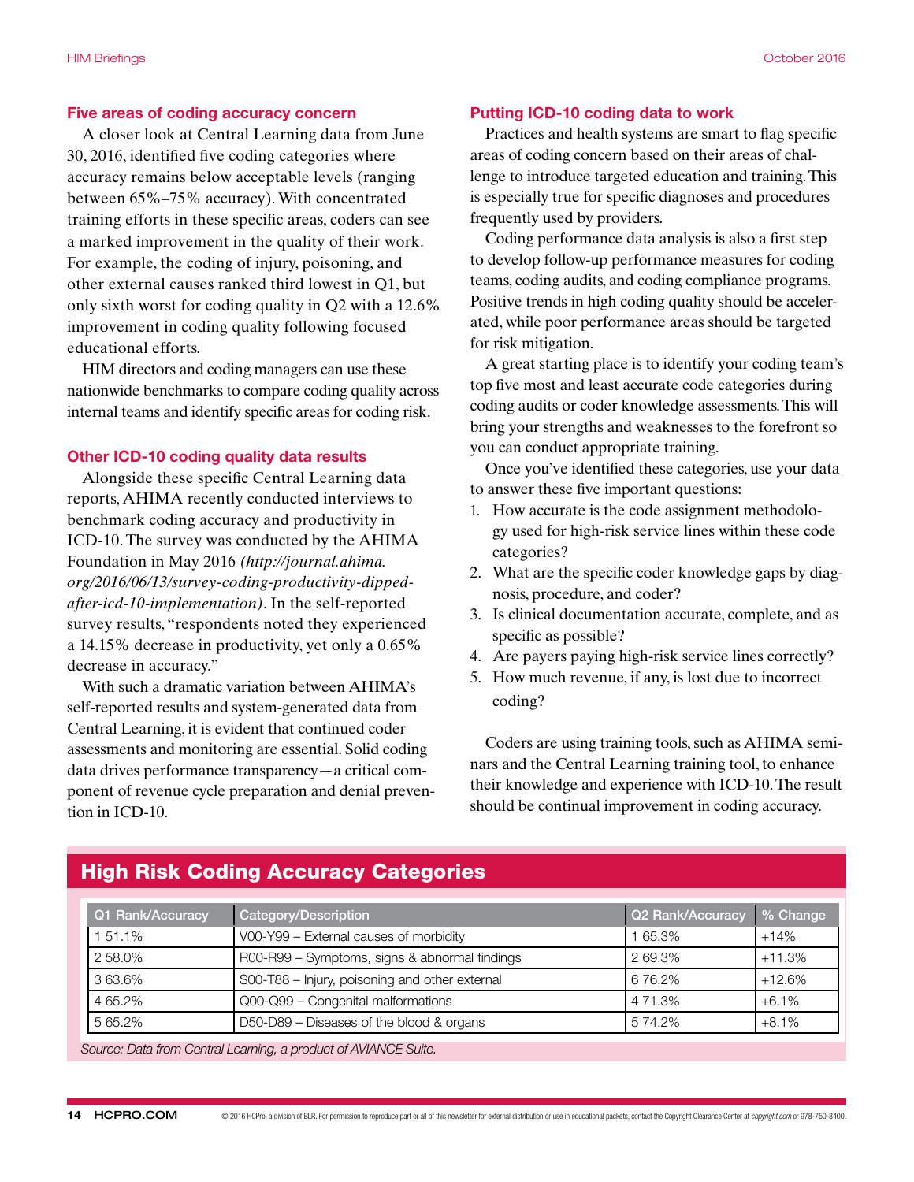### Five areas of coding accuracy concern

A closer look at Central Learning data from June 30, 2016, identified five coding categories where accuracy remains below acceptable levels (ranging between 65%–75% accuracy). With concentrated training efforts in these specific areas, coders can see a marked improvement in the quality of their work. For example, the coding of injury, poisoning, and other external causes ranked third lowest in Q1, but only sixth worst for coding quality in Q2 with a 12.6% improvement in coding quality following focused educational efforts.

HIM directors and coding managers can use these nationwide benchmarks to compare coding quality across internal teams and identify specific areas for coding risk.

### Other ICD-10 coding quality data results

Alongside these specific Central Learning data reports, AHIMA recently conducted interviews to benchmark coding accuracy and productivity in ICD-10. The survey was conducted by the AHIMA Foundation in May 2016 *(http://journal.ahima.org/2016/06/13/survey-coding-productivity-dipped-after-icd-10-implementation)*. In the self-reported survey results, "respondents noted they experienced a 14.15% decrease in productivity, yet only a 0.65% decrease in accuracy."

With such a dramatic variation between AHIMA's self-reported results and system-generated data from Central Learning, it is evident that continued coder assessments and monitoring are essential. Solid coding data drives performance transparency—a critical component of revenue cycle preparation and denial prevention in ICD-10.

### Putting ICD-10 coding data to work

Practices and health systems are smart to flag specific areas of coding concern based on their areas of challenge to introduce targeted education and training. This is especially true for specific diagnoses and procedures frequently used by providers.

Coding performance data analysis is also a first step to develop follow-up performance measures for coding teams, coding audits, and coding compliance programs. Positive trends in high coding quality should be accelerated, while poor performance areas should be targeted for risk mitigation.

A great starting place is to identify your coding team's top five most and least accurate code categories during coding audits or coder knowledge assessments. This will bring your strengths and weaknesses to the forefront so you can conduct appropriate training.

Once you've identified these categories, use your data to answer these five important questions:

1. How accurate is the code assignment methodology used for high-risk service lines within these code categories?
2. What are the specific coder knowledge gaps by diagnosis, procedure, and coder?
3. Is clinical documentation accurate, complete, and as specific as possible?
4. Are payers paying high-risk service lines correctly?
5. How much revenue, if any, is lost due to incorrect coding?

Coders are using training tools, such as AHIMA seminars and the Central Learning training tool, to enhance their knowledge and experience with ICD-10. The result should be continual improvement in coding accuracy.

## High Risk Coding Accuracy Categories

| Q1 Rank/Accuracy | Category/Description | Q2 Rank/Accuracy | % Change |
|---|---|---|---|
| 1 51.1% | V00-Y99 – External causes of morbidity | 1 65.3% | +14% |
| 2 58.0% | R00-R99 – Symptoms, signs & abnormal findings | 2 69.3% | +11.3% |
| 3 63.6% | S00-T88 – Injury, poisoning and other external | 6 76.2% | +12.6% |
| 4 65.2% | Q00-Q99 – Congenital malformations | 4 71.3% | +6.1% |
| 5 65.2% | D50-D89 – Diseases of the blood & organs | 5 74.2% | +8.1% |

*Source: Data from Central Learning, a product of AVIANCE Suite.*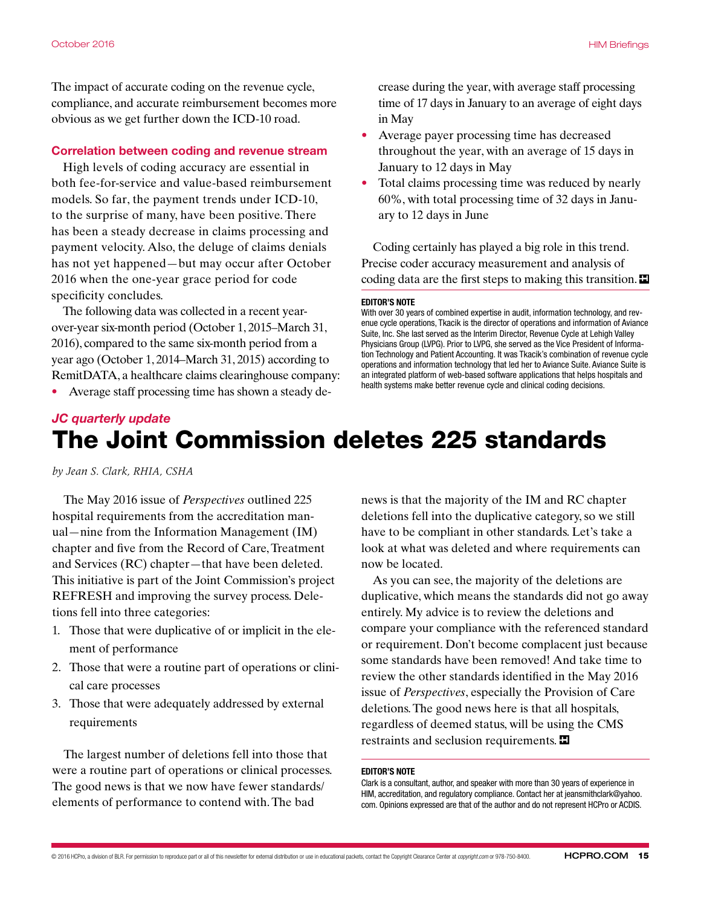The impact of accurate coding on the revenue cycle, compliance, and accurate reimbursement becomes more obvious as we get further down the ICD-10 road.

### Correlation between coding and revenue stream

High levels of coding accuracy are essential in both fee-for-service and value-based reimbursement models. So far, the payment trends under ICD-10, to the surprise of many, have been positive. There has been a steady decrease in claims processing and payment velocity. Also, the deluge of claims denials has not yet happened—but may occur after October 2016 when the one-year grace period for code specificity concludes.

The following data was collected in a recent year-over-year six-month period (October 1, 2015–March 31, 2016), compared to the same six-month period from a year ago (October 1, 2014–March 31, 2015) according to RemitDATA, a healthcare claims clearinghouse company:

- Average staff processing time has shown a steady decrease during the year, with average staff processing time of 17 days in January to an average of eight days in May
- Average payer processing time has decreased throughout the year, with an average of 15 days in January to 12 days in May
- Total claims processing time was reduced by nearly 60%, with total processing time of 32 days in January to 12 days in June

Coding certainly has played a big role in this trend. Precise coder accuracy measurement and analysis of coding data are the first steps to making this transition.

**EDITOR'S NOTE**

With over 30 years of combined expertise in audit, information technology, and revenue cycle operations, Tkacik is the director of operations and information of Aviance Suite, Inc. She last served as the Interim Director, Revenue Cycle at Lehigh Valley Physicians Group (LVPG). Prior to LVPG, she served as the Vice President of Information Technology and Patient Accounting. It was Tkacik's combination of revenue cycle operations and information technology that led her to Aviance Suite. Aviance Suite is an integrated platform of web-based software applications that helps hospitals and health systems make better revenue cycle and clinical coding decisions.

*JC quarterly update*

# The Joint Commission deletes 225 standards

*by Jean S. Clark, RHIA, CSHA*

The May 2016 issue of *Perspectives* outlined 225 hospital requirements from the accreditation manual—nine from the Information Management (IM) chapter and five from the Record of Care, Treatment and Services (RC) chapter—that have been deleted. This initiative is part of the Joint Commission's project REFRESH and improving the survey process. Deletions fell into three categories:

1. Those that were duplicative of or implicit in the element of performance
2. Those that were a routine part of operations or clinical care processes
3. Those that were adequately addressed by external requirements

The largest number of deletions fell into those that were a routine part of operations or clinical processes. The good news is that we now have fewer standards/elements of performance to contend with. The bad news is that the majority of the IM and RC chapter deletions fell into the duplicative category, so we still have to be compliant in other standards. Let's take a look at what was deleted and where requirements can now be located.

As you can see, the majority of the deletions are duplicative, which means the standards did not go away entirely. My advice is to review the deletions and compare your compliance with the referenced standard or requirement. Don't become complacent just because some standards have been removed! And take time to review the other standards identified in the May 2016 issue of *Perspectives*, especially the Provision of Care deletions. The good news here is that all hospitals, regardless of deemed status, will be using the CMS restraints and seclusion requirements.

**EDITOR'S NOTE**

Clark is a consultant, author, and speaker with more than 30 years of experience in HIM, accreditation, and regulatory compliance. Contact her at jeansmithclark@yahoo.com. Opinions expressed are that of the author and do not represent HCPro or ACDIS.